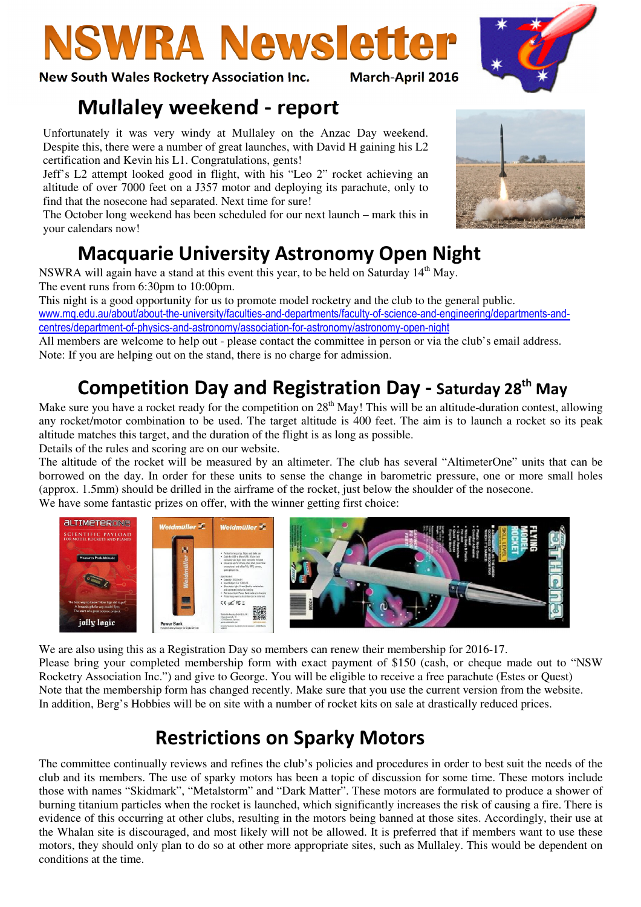# NSWRA Newsletter

**New South Wales Rocketry Association Inc.** **March-April 2016**

## Mullaley weekend - report

Unfortunately it was very windy at Mullaley on the Anzac Day weekend. Despite this, there were a number of great launches, with David H gaining his L2 certification and Kevin his L1. Congratulations, gents!

Jeff's L2 attempt looked good in flight, with his "Leo 2" rocket achieving an altitude of over 7000 feet on a J357 motor and deploying its parachute, only to find that the nosecone had separated. Next time for sure!

The October long weekend has been scheduled for our next launch – mark this in your calendars now!

## Macquarie University Astronomy Open Night

NSWRA will again have a stand at this event this year, to be held on Saturday 14th May.

The event runs from 6:30pm to 10:00pm.

This night is a good opportunity for us to promote model rocketry and the club to the general public.

www.mq.edu.au/about/about-the-university/faculties-and-departments/faculty-of-science-and-engineering/departments-and-centres/department-of-physics-and-astronomy/association-for-astronomy/astronomy-open-night

All members are welcome to help out - please contact the committee in person or via the club's email address.

Note: If you are helping out on the stand, there is no charge for admission.

## Competition Day and Registration Day - Saturday 28th May

Make sure you have a rocket ready for the competition on 28th May! This will be an altitude-duration contest, allowing any rocket/motor combination to be used. The target altitude is 400 feet. The aim is to launch a rocket so its peak altitude matches this target, and the duration of the flight is as long as possible.

Details of the rules and scoring are on our website.

The altitude of the rocket will be measured by an altimeter. The club has several "AltimeterOne" units that can be borrowed on the day. In order for these units to sense the change in barometric pressure, one or more small holes (approx. 1.5mm) should be drilled in the airframe of the rocket, just below the shoulder of the nosecone.

We have some fantastic prizes on offer, with the winner getting first choice:

We are also using this as a Registration Day so members can renew their membership for 2016-17.

Please bring your completed membership form with exact payment of $150 (cash, or cheque made out to "NSW Rocketry Association Inc.") and give to George. You will be eligible to receive a free parachute (Estes or Quest)

Note that the membership form has changed recently. Make sure that you use the current version from the website.

In addition, Berg's Hobbies will be on site with a number of rocket kits on sale at drastically reduced prices.

## Restrictions on Sparky Motors

The committee continually reviews and refines the club's policies and procedures in order to best suit the needs of the club and its members. The use of sparky motors has been a topic of discussion for some time. These motors include those with names "Skidmark", "Metalstorm" and "Dark Matter". These motors are formulated to produce a shower of burning titanium particles when the rocket is launched, which significantly increases the risk of causing a fire. There is evidence of this occurring at other clubs, resulting in the motors being banned at those sites. Accordingly, their use at the Whalan site is discouraged, and most likely will not be allowed. It is preferred that if members want to use these motors, they should only plan to do so at other more appropriate sites, such as Mullaley. This would be dependent on conditions at the time.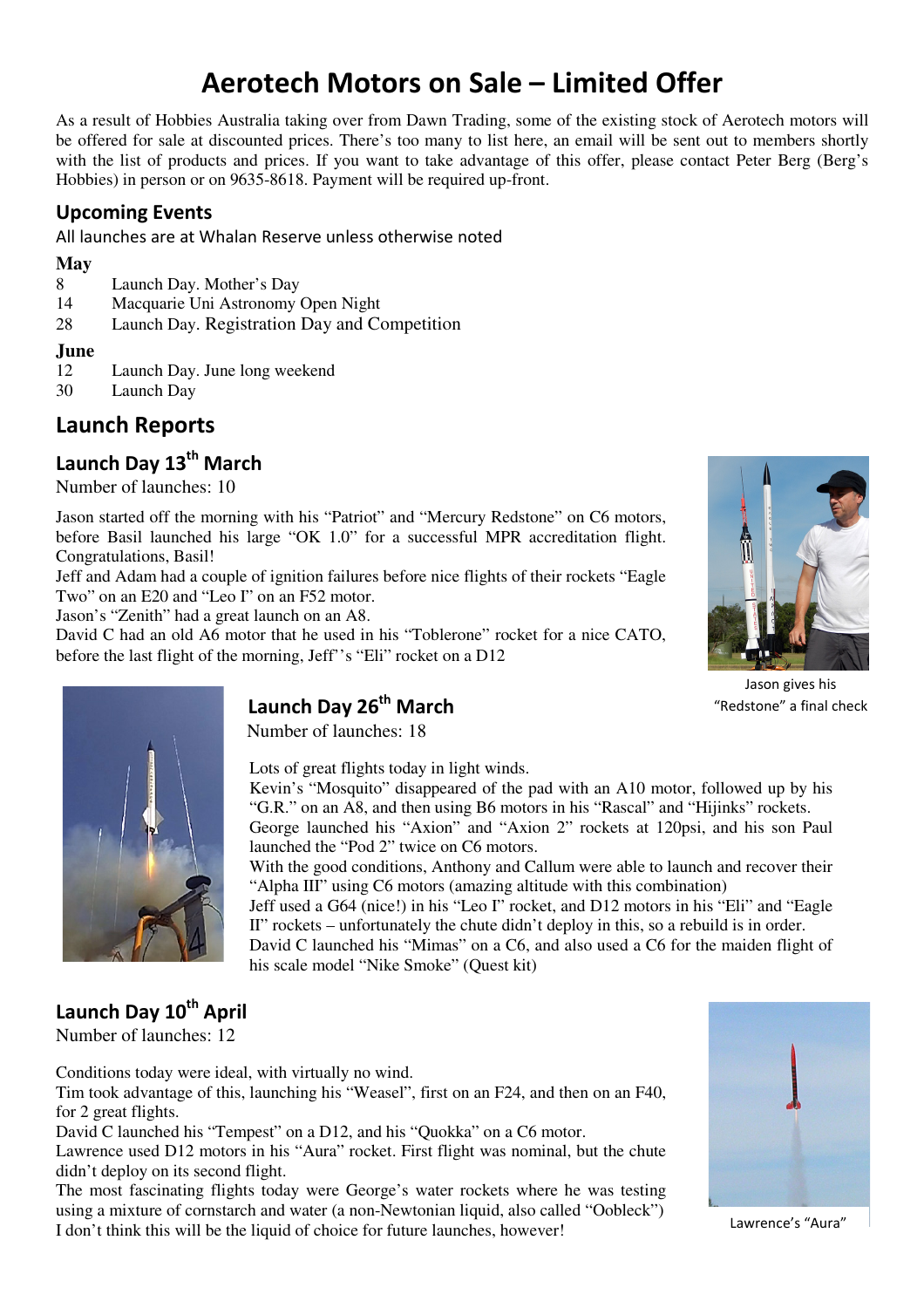# Aerotech Motors on Sale – Limited Offer

As a result of Hobbies Australia taking over from Dawn Trading, some of the existing stock of Aerotech motors will be offered for sale at discounted prices. There's too many to list here, an email will be sent out to members shortly with the list of products and prices. If you want to take advantage of this offer, please contact Peter Berg (Berg's Hobbies) in person or on 9635-8618. Payment will be required up-front.

## Upcoming Events

All launches are at Whalan Reserve unless otherwise noted

**May**

8 Launch Day. Mother's Day
14 Macquarie Uni Astronomy Open Night
28 Launch Day. Registration Day and Competition

**June**

12 Launch Day. June long weekend
30 Launch Day

## Launch Reports

### Launch Day 13th March

Number of launches: 10

Jason started off the morning with his "Patriot" and "Mercury Redstone" on C6 motors, before Basil launched his large "OK 1.0" for a successful MPR accreditation flight. Congratulations, Basil!
Jeff and Adam had a couple of ignition failures before nice flights of their rockets "Eagle Two" on an E20 and "Leo I" on an F52 motor.
Jason's "Zenith" had a great launch on an A8.
David C had an old A6 motor that he used in his "Toblerone" rocket for a nice CATO, before the last flight of the morning, Jeff''s "Eli" rocket on a D12

Jason gives his "Redstone" a final check

### Launch Day 26th March

Number of launches: 18

Lots of great flights today in light winds.
Kevin's "Mosquito" disappeared of the pad with an A10 motor, followed up by his "G.R." on an A8, and then using B6 motors in his "Rascal" and "Hijinks" rockets.
George launched his "Axion" and "Axion 2" rockets at 120psi, and his son Paul launched the "Pod 2" twice on C6 motors.
With the good conditions, Anthony and Callum were able to launch and recover their "Alpha III" using C6 motors (amazing altitude with this combination)
Jeff used a G64 (nice!) in his "Leo I" rocket, and D12 motors in his "Eli" and "Eagle II" rockets – unfortunately the chute didn't deploy in this, so a rebuild is in order.
David C launched his "Mimas" on a C6, and also used a C6 for the maiden flight of his scale model "Nike Smoke" (Quest kit)

### Launch Day 10th April

Number of launches: 12

Conditions today were ideal, with virtually no wind.
Tim took advantage of this, launching his "Weasel", first on an F24, and then on an F40, for 2 great flights.
David C launched his "Tempest" on a D12, and his "Quokka" on a C6 motor.
Lawrence used D12 motors in his "Aura" rocket. First flight was nominal, but the chute didn't deploy on its second flight.
The most fascinating flights today were George's water rockets where he was testing using a mixture of cornstarch and water (a non-Newtonian liquid, also called "Oobleck")
I don't think this will be the liquid of choice for future launches, however!

Lawrence's "Aura"